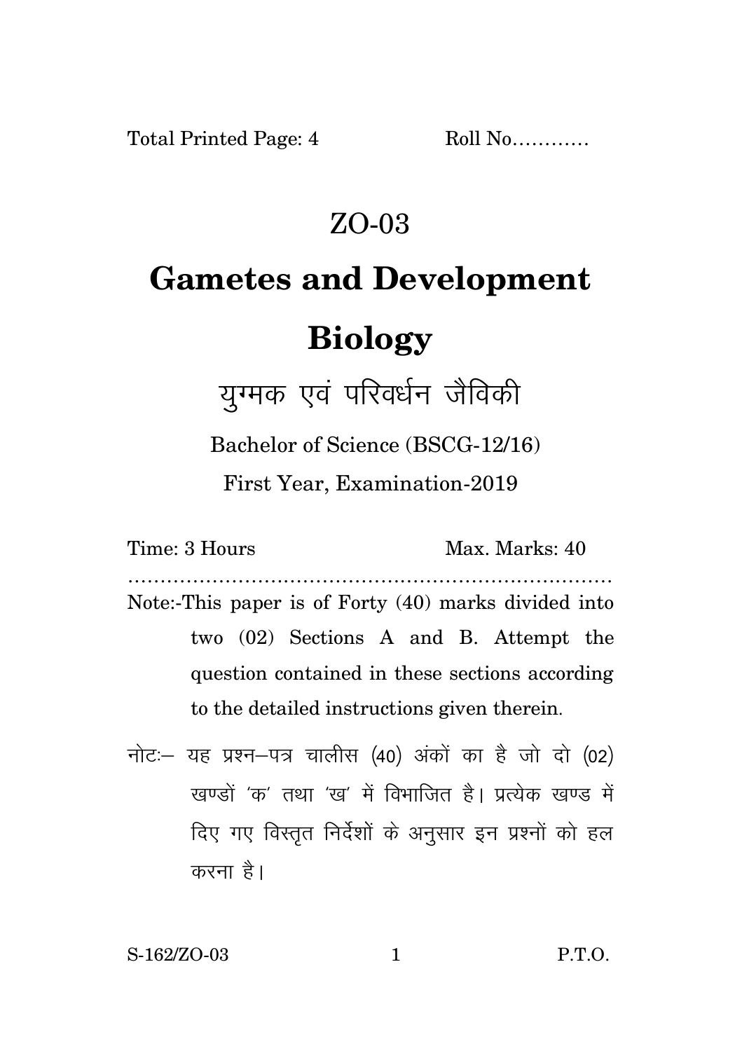Total Printed Page: 4 Roll No…………

# ZO-03

# Gametes and Development Biology

## युग्मक एवं परिवर्धन जैविकी

Bachelor of Science (BSCG-12/16)

First Year, Examination-2019

Time: 3 Hours Max. Marks: 40

……………………………………………………………………

Note:-This paper is of Forty (40) marks divided into two (02) Sections A and B. Attempt the question contained in these sections according to the detailed instructions given therein.

नोटः– यह प्रश्न–पत्र चालीस (40) अंकों का है जो दो (02) खण्डों 'क' तथा 'ख' में विभाजित है। प्रत्येक खण्ड में दिए गए विस्तृत निर्देशों के अनुसार इन प्रश्नों को हल करना है।

S-162/ZO-03 P.T.O.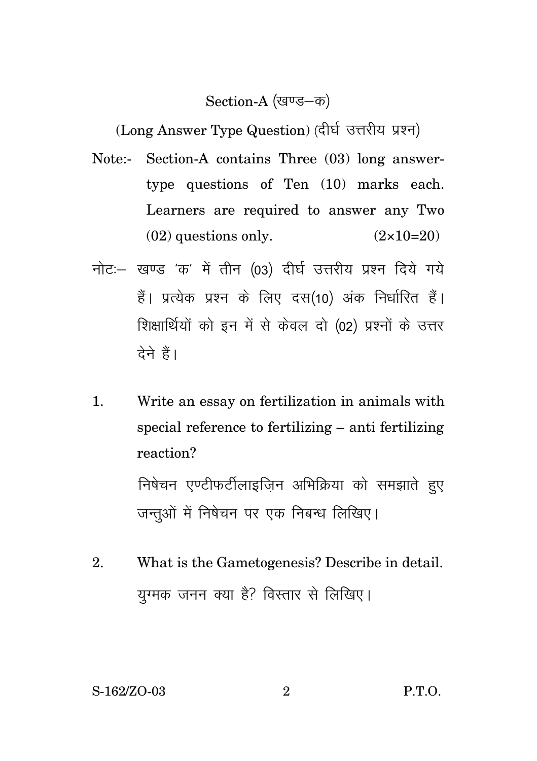## Section-A (खण्ड–क)

(Long Answer Type Question) (दीर्घ उत्तरीय प्रश्न)

Note:- Section-A contains Three (03) long answer-type questions of Ten (10) marks each. Learners are required to answer any Two (02) questions only. (2×10=20)

नोटः– खण्ड 'क' में तीन (03) दीर्घ उत्तरीय प्रश्न दिये गये हैं। प्रत्येक प्रश्न के लिए दस(10) अंक निर्धारित हैं। शिक्षार्थियों को इन में से केवल दो (02) प्रश्नों के उत्तर देने हैं।

1. Write an essay on fertilization in animals with special reference to fertilizing – anti fertilizing reaction?

   निषेचन एण्टीफर्टीलाइज़िन अभिक्रिया को समझाते हुए जन्तुओं में निषेचन पर एक निबन्ध लिखिए।

2. What is the Gametogenesis? Describe in detail.

   युग्मक जनन क्या है? विस्तार से लिखिए।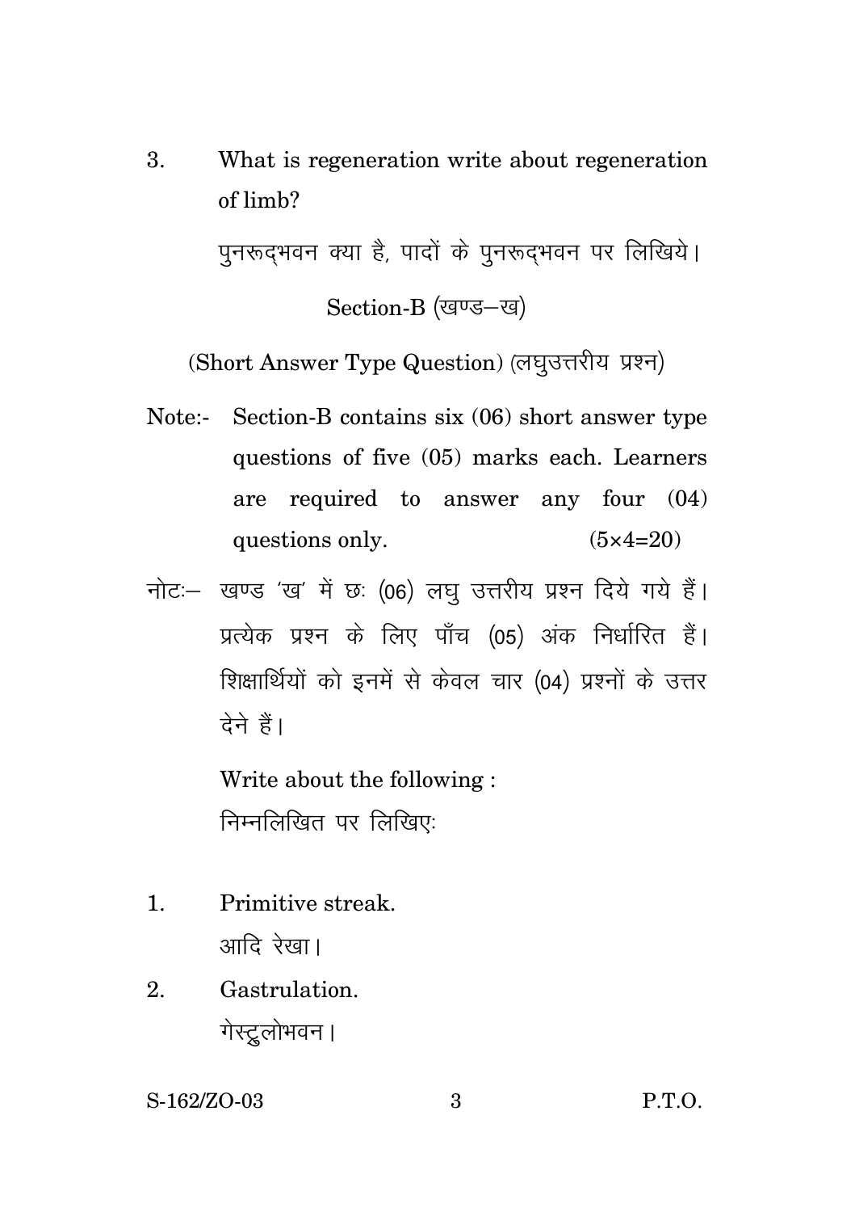3. What is regeneration write about regeneration of limb?

 पुनरूद्भवन क्या है, पादों के पुनरूद्भवन पर लिखिये।

## Section-B (खण्ड–ख)

### (Short Answer Type Question) (लघुउत्तरीय प्रश्न)

Note:- Section-B contains six (06) short answer type questions of five (05) marks each. Learners are required to answer any four (04) questions only. (5×4=20)

नोटः– खण्ड 'ख' में छः (06) लघु उत्तरीय प्रश्न दिये गये हैं। प्रत्येक प्रश्न के लिए पाँच (05) अंक निर्धारित हैं। शिक्षार्थियों को इनमें से केवल चार (04) प्रश्नों के उत्तर देने हैं।

Write about the following :

निम्नलिखित पर लिखिएः

1. Primitive streak.

 आदि रेखा।

2. Gastrulation.

 गेस्ट्रुलोभवन।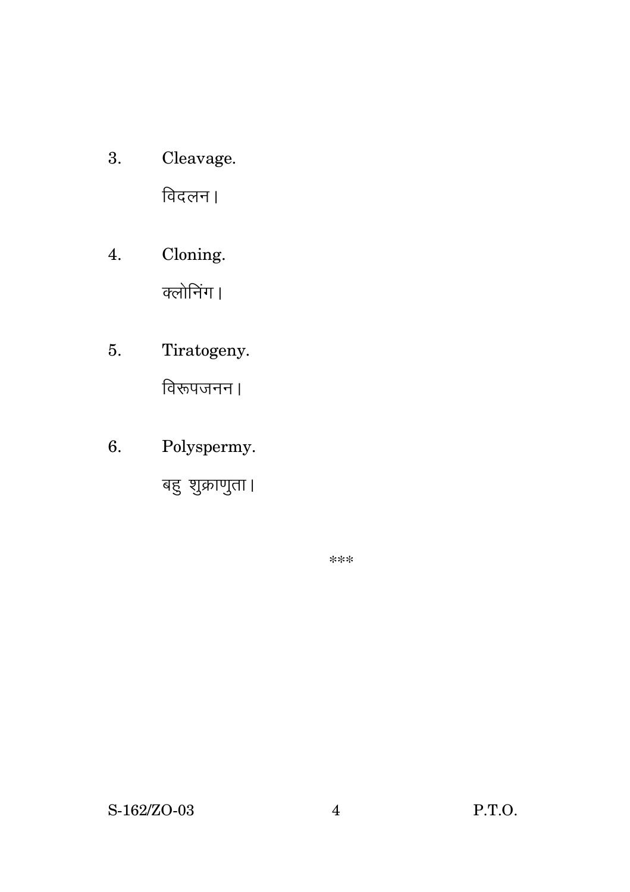3. Cleavage.

   विदलन।

4. Cloning.

   क्लोनिंग।

5. Tiratogeny.

   विरूपजनन।

6. Polyspermy.

   बहु शुक्राणुता।

***